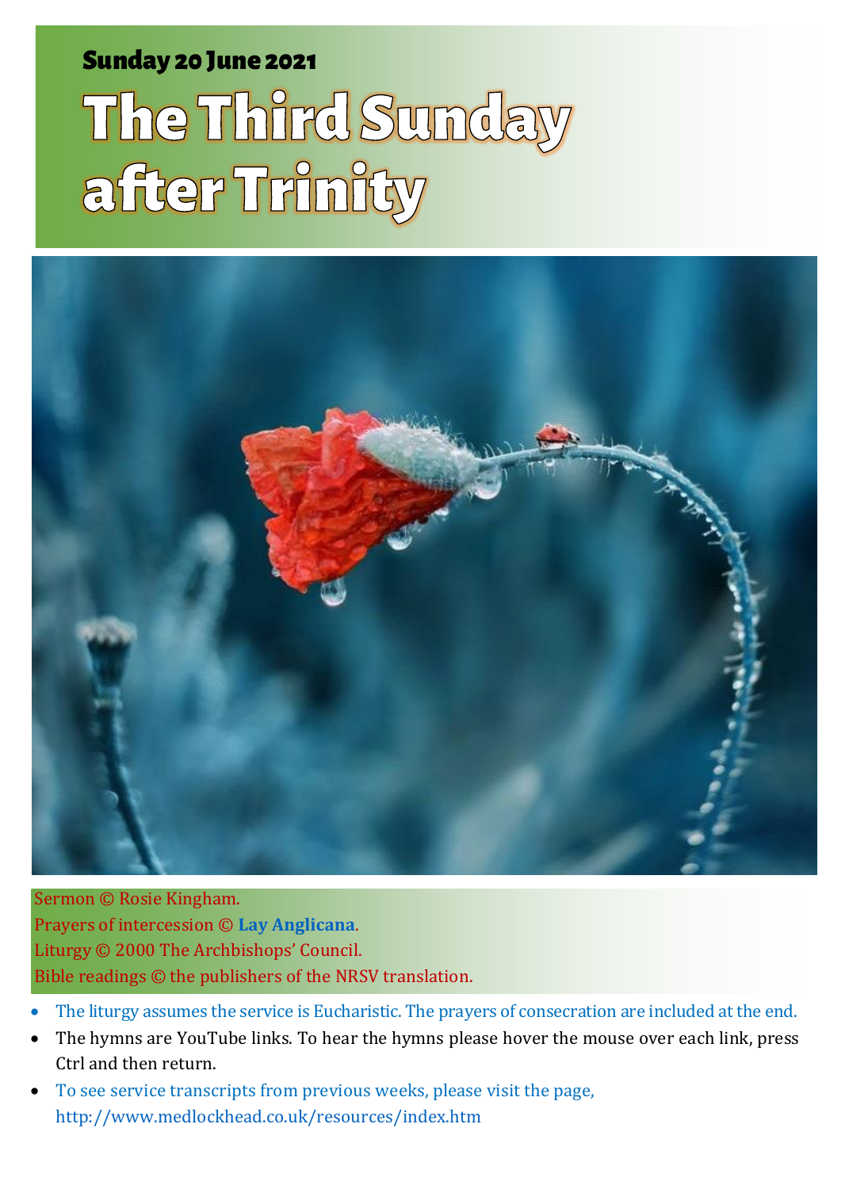**Sunday 20 June 2021**

# The Third Sunday after Trinity

Sermon © Rosie Kingham.
Prayers of intercession © **Lay Anglicana**.
Liturgy © 2000 The Archbishops' Council.
Bible readings © the publishers of the NRSV translation.

- The liturgy assumes the service is Eucharistic. The prayers of consecration are included at the end.
- The hymns are YouTube links. To hear the hymns please hover the mouse over each link, press Ctrl and then return.
- To see service transcripts from previous weeks, please visit the page, http://www.medlockhead.co.uk/resources/index.htm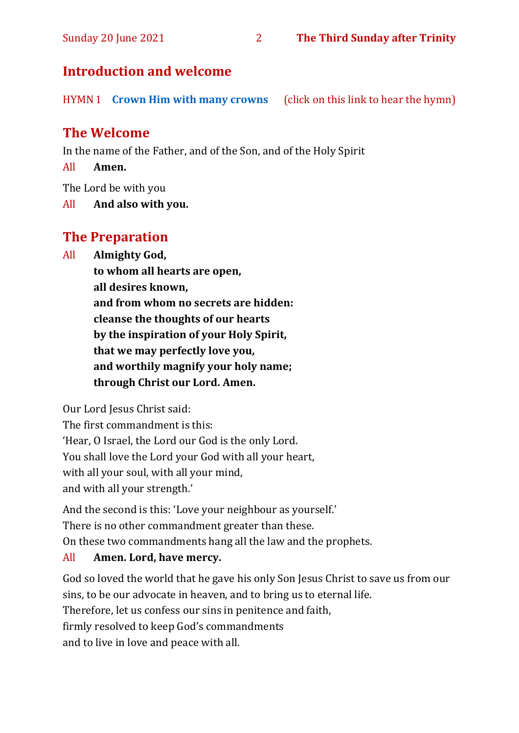## Introduction and welcome

HYMN 1 **Crown Him with many crowns** (click on this link to hear the hymn)

## The Welcome

In the name of the Father, and of the Son, and of the Holy Spirit

All **Amen.**

The Lord be with you

All **And also with you.**

## The Preparation

All **Almighty God,**
**to whom all hearts are open,**
**all desires known,**
**and from whom no secrets are hidden:**
**cleanse the thoughts of our hearts**
**by the inspiration of your Holy Spirit,**
**that we may perfectly love you,**
**and worthily magnify your holy name;**
**through Christ our Lord. Amen.**

Our Lord Jesus Christ said:
The first commandment is this:
'Hear, O Israel, the Lord our God is the only Lord.
You shall love the Lord your God with all your heart,
with all your soul, with all your mind,
and with all your strength.'

And the second is this: 'Love your neighbour as yourself.'
There is no other commandment greater than these.
On these two commandments hang all the law and the prophets.

All **Amen. Lord, have mercy.**

God so loved the world that he gave his only Son Jesus Christ to save us from our sins, to be our advocate in heaven, and to bring us to eternal life.
Therefore, let us confess our sins in penitence and faith,
firmly resolved to keep God's commandments
and to live in love and peace with all.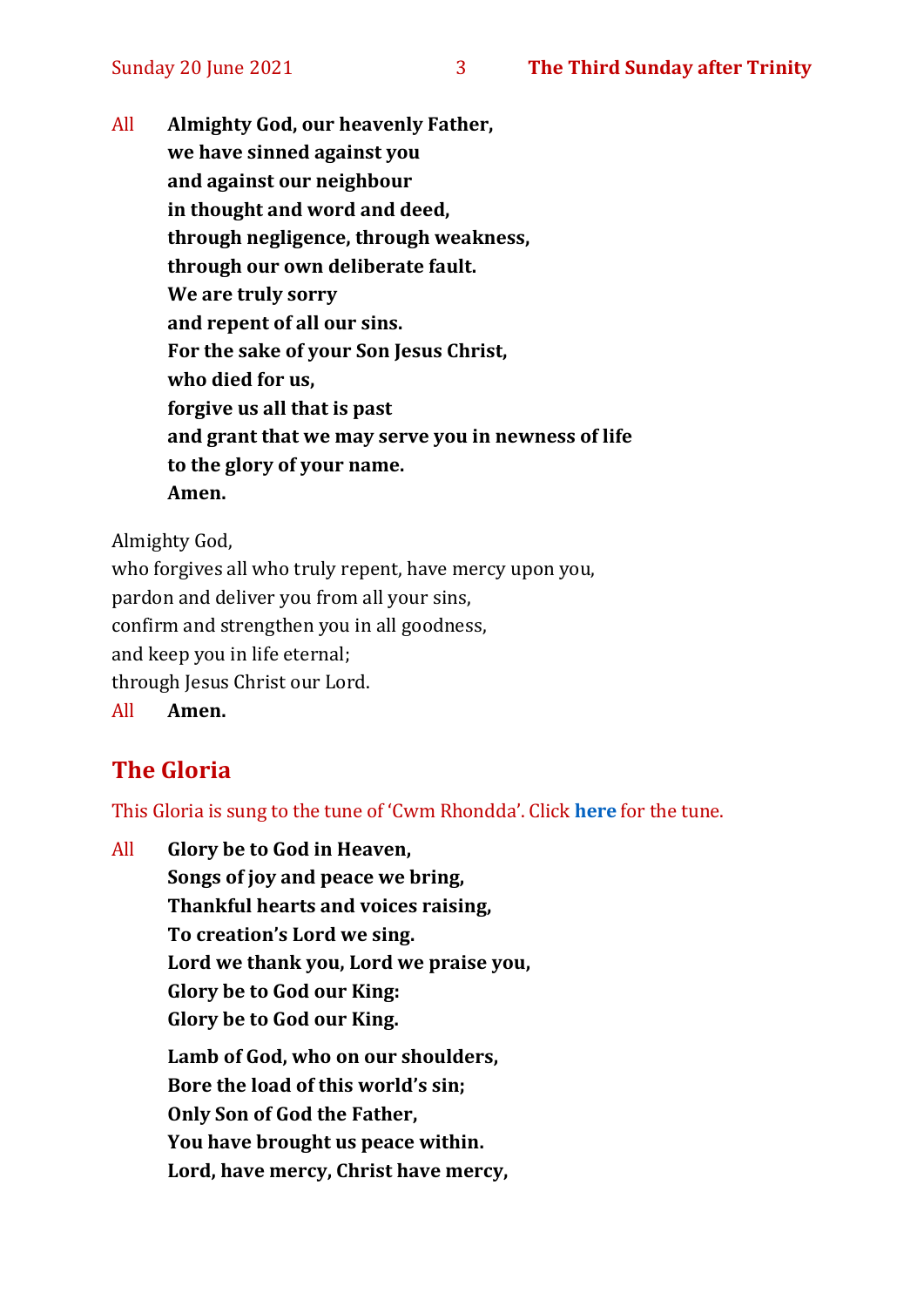All **Almighty God, our heavenly Father,**
**we have sinned against you**
**and against our neighbour**
**in thought and word and deed,**
**through negligence, through weakness,**
**through our own deliberate fault.**
**We are truly sorry**
**and repent of all our sins.**
**For the sake of your Son Jesus Christ,**
**who died for us,**
**forgive us all that is past**
**and grant that we may serve you in newness of life**
**to the glory of your name.**
**Amen.**

Almighty God,
who forgives all who truly repent, have mercy upon you,
pardon and deliver you from all your sins,
confirm and strengthen you in all goodness,
and keep you in life eternal;
through Jesus Christ our Lord.

All **Amen.**

## The Gloria

This Gloria is sung to the tune of 'Cwm Rhondda'. Click **here** for the tune.

All **Glory be to God in Heaven,**
**Songs of joy and peace we bring,**
**Thankful hearts and voices raising,**
**To creation's Lord we sing.**
**Lord we thank you, Lord we praise you,**
**Glory be to God our King:**
**Glory be to God our King.**

**Lamb of God, who on our shoulders,**
**Bore the load of this world's sin;**
**Only Son of God the Father,**
**You have brought us peace within.**
**Lord, have mercy, Christ have mercy,**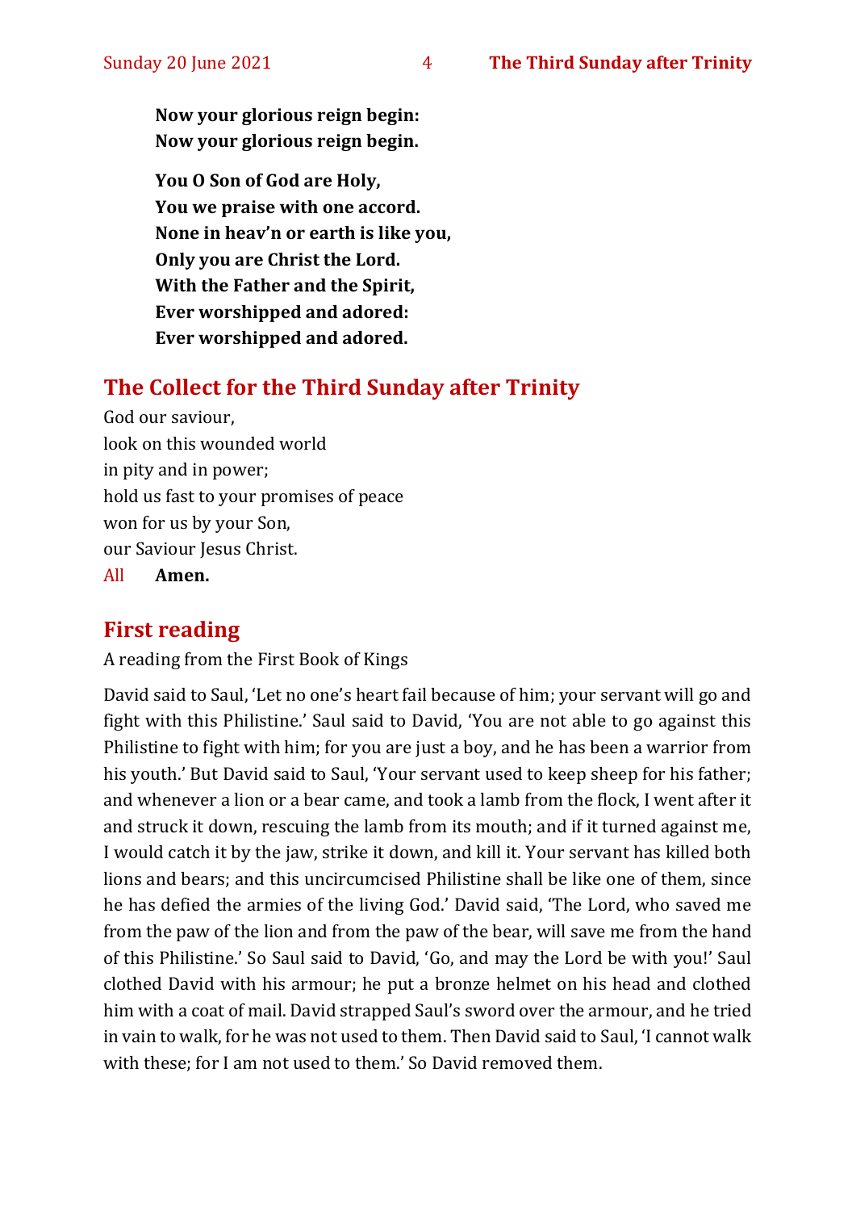**Now your glorious reign begin:**
**Now your glorious reign begin.**

**You O Son of God are Holy,**
**You we praise with one accord.**
**None in heav'n or earth is like you,**
**Only you are Christ the Lord.**
**With the Father and the Spirit,**
**Ever worshipped and adored:**
**Ever worshipped and adored.**

## The Collect for the Third Sunday after Trinity

God our saviour,
look on this wounded world
in pity and in power;
hold us fast to your promises of peace
won for us by your Son,
our Saviour Jesus Christ.
All **Amen.**

## First reading

A reading from the First Book of Kings

David said to Saul, 'Let no one's heart fail because of him; your servant will go and fight with this Philistine.' Saul said to David, 'You are not able to go against this Philistine to fight with him; for you are just a boy, and he has been a warrior from his youth.' But David said to Saul, 'Your servant used to keep sheep for his father; and whenever a lion or a bear came, and took a lamb from the flock, I went after it and struck it down, rescuing the lamb from its mouth; and if it turned against me, I would catch it by the jaw, strike it down, and kill it. Your servant has killed both lions and bears; and this uncircumcised Philistine shall be like one of them, since he has defied the armies of the living God.' David said, 'The Lord, who saved me from the paw of the lion and from the paw of the bear, will save me from the hand of this Philistine.' So Saul said to David, 'Go, and may the Lord be with you!' Saul clothed David with his armour; he put a bronze helmet on his head and clothed him with a coat of mail. David strapped Saul's sword over the armour, and he tried in vain to walk, for he was not used to them. Then David said to Saul, 'I cannot walk with these; for I am not used to them.' So David removed them.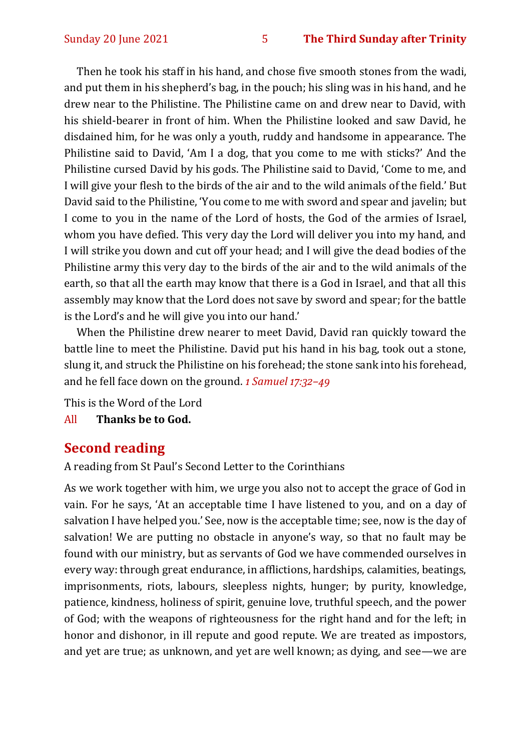Then he took his staff in his hand, and chose five smooth stones from the wadi, and put them in his shepherd's bag, in the pouch; his sling was in his hand, and he drew near to the Philistine. The Philistine came on and drew near to David, with his shield-bearer in front of him. When the Philistine looked and saw David, he disdained him, for he was only a youth, ruddy and handsome in appearance. The Philistine said to David, 'Am I a dog, that you come to me with sticks?' And the Philistine cursed David by his gods. The Philistine said to David, 'Come to me, and I will give your flesh to the birds of the air and to the wild animals of the field.' But David said to the Philistine, 'You come to me with sword and spear and javelin; but I come to you in the name of the Lord of hosts, the God of the armies of Israel, whom you have defied. This very day the Lord will deliver you into my hand, and I will strike you down and cut off your head; and I will give the dead bodies of the Philistine army this very day to the birds of the air and to the wild animals of the earth, so that all the earth may know that there is a God in Israel, and that all this assembly may know that the Lord does not save by sword and spear; for the battle is the Lord's and he will give you into our hand.'

When the Philistine drew nearer to meet David, David ran quickly toward the battle line to meet the Philistine. David put his hand in his bag, took out a stone, slung it, and struck the Philistine on his forehead; the stone sank into his forehead, and he fell face down on the ground. *1 Samuel 17:32–49*

This is the Word of the Lord

All **Thanks be to God.**

## Second reading

A reading from St Paul's Second Letter to the Corinthians

As we work together with him, we urge you also not to accept the grace of God in vain. For he says, 'At an acceptable time I have listened to you, and on a day of salvation I have helped you.' See, now is the acceptable time; see, now is the day of salvation! We are putting no obstacle in anyone's way, so that no fault may be found with our ministry, but as servants of God we have commended ourselves in every way: through great endurance, in afflictions, hardships, calamities, beatings, imprisonments, riots, labours, sleepless nights, hunger; by purity, knowledge, patience, kindness, holiness of spirit, genuine love, truthful speech, and the power of God; with the weapons of righteousness for the right hand and for the left; in honor and dishonor, in ill repute and good repute. We are treated as impostors, and yet are true; as unknown, and yet are well known; as dying, and see—we are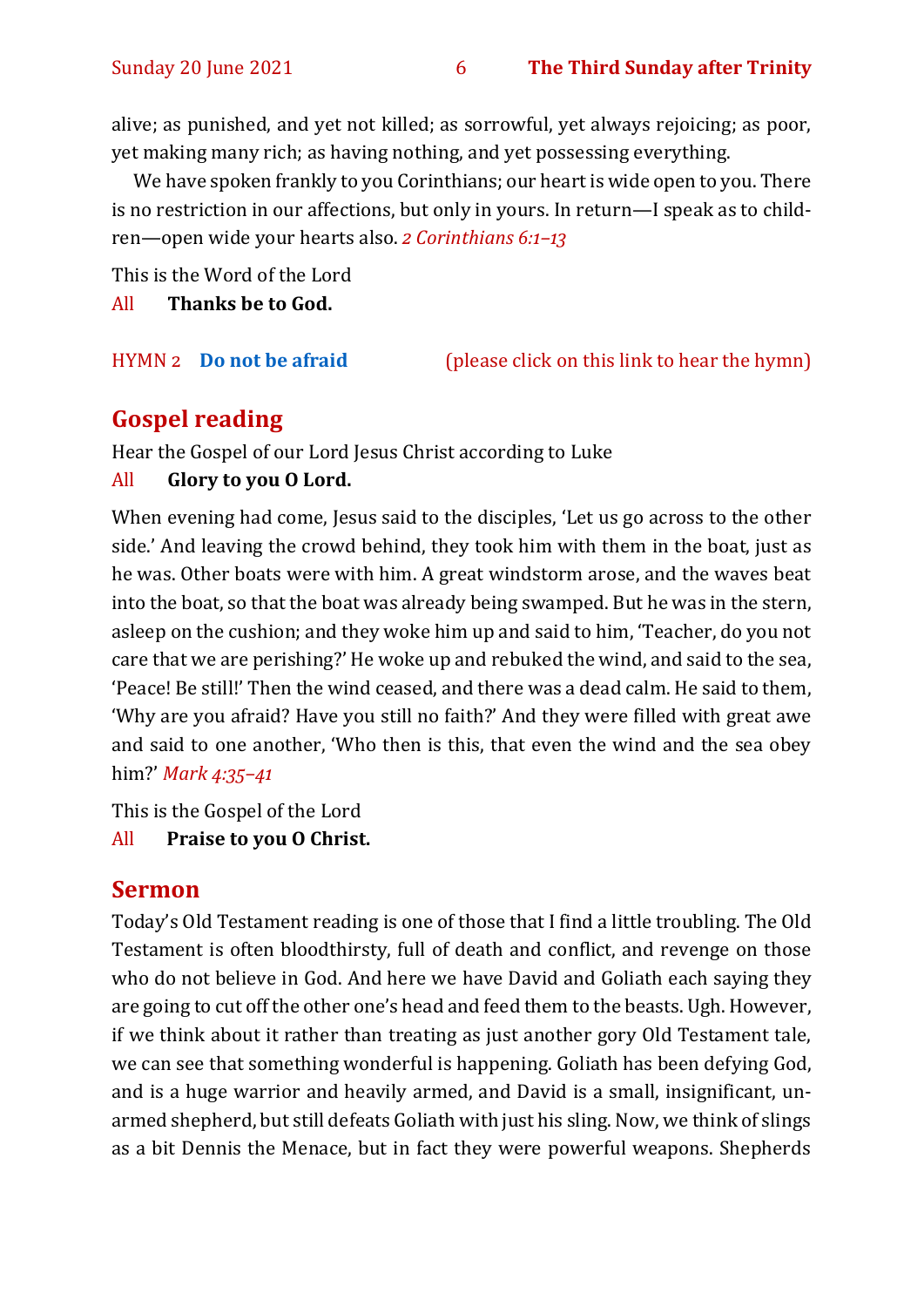alive; as punished, and yet not killed; as sorrowful, yet always rejoicing; as poor, yet making many rich; as having nothing, and yet possessing everything.

We have spoken frankly to you Corinthians; our heart is wide open to you. There is no restriction in our affections, but only in yours. In return—I speak as to children—open wide your hearts also. *2 Corinthians 6:1–13*

This is the Word of the Lord

All **Thanks be to God.**

HYMN 2 **Do not be afraid** (please click on this link to hear the hymn)

## Gospel reading

Hear the Gospel of our Lord Jesus Christ according to Luke

All **Glory to you O Lord.**

When evening had come, Jesus said to the disciples, 'Let us go across to the other side.' And leaving the crowd behind, they took him with them in the boat, just as he was. Other boats were with him. A great windstorm arose, and the waves beat into the boat, so that the boat was already being swamped. But he was in the stern, asleep on the cushion; and they woke him up and said to him, 'Teacher, do you not care that we are perishing?' He woke up and rebuked the wind, and said to the sea, 'Peace! Be still!' Then the wind ceased, and there was a dead calm. He said to them, 'Why are you afraid? Have you still no faith?' And they were filled with great awe and said to one another, 'Who then is this, that even the wind and the sea obey him?' *Mark 4:35–41*

This is the Gospel of the Lord

All **Praise to you O Christ.**

## Sermon

Today's Old Testament reading is one of those that I find a little troubling. The Old Testament is often bloodthirsty, full of death and conflict, and revenge on those who do not believe in God. And here we have David and Goliath each saying they are going to cut off the other one's head and feed them to the beasts. Ugh. However, if we think about it rather than treating as just another gory Old Testament tale, we can see that something wonderful is happening. Goliath has been defying God, and is a huge warrior and heavily armed, and David is a small, insignificant, unarmed shepherd, but still defeats Goliath with just his sling. Now, we think of slings as a bit Dennis the Menace, but in fact they were powerful weapons. Shepherds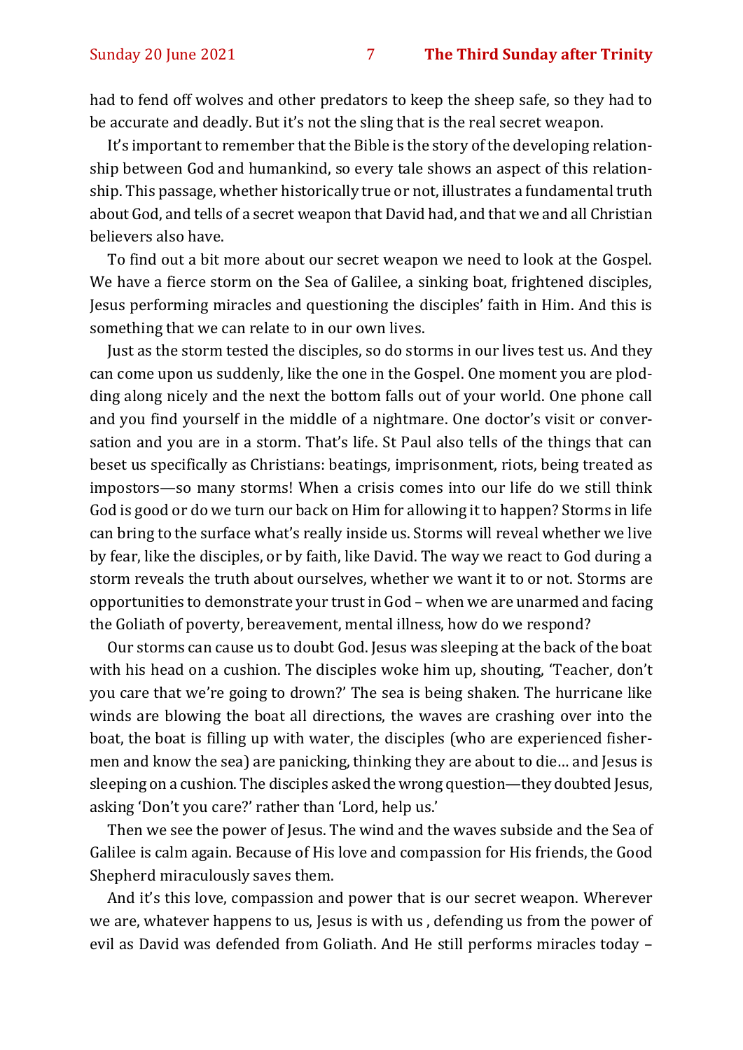had to fend off wolves and other predators to keep the sheep safe, so they had to be accurate and deadly. But it's not the sling that is the real secret weapon.

It's important to remember that the Bible is the story of the developing relationship between God and humankind, so every tale shows an aspect of this relationship. This passage, whether historically true or not, illustrates a fundamental truth about God, and tells of a secret weapon that David had, and that we and all Christian believers also have.

To find out a bit more about our secret weapon we need to look at the Gospel. We have a fierce storm on the Sea of Galilee, a sinking boat, frightened disciples, Jesus performing miracles and questioning the disciples' faith in Him. And this is something that we can relate to in our own lives.

Just as the storm tested the disciples, so do storms in our lives test us. And they can come upon us suddenly, like the one in the Gospel. One moment you are plodding along nicely and the next the bottom falls out of your world. One phone call and you find yourself in the middle of a nightmare. One doctor's visit or conversation and you are in a storm. That's life. St Paul also tells of the things that can beset us specifically as Christians: beatings, imprisonment, riots, being treated as impostors—so many storms! When a crisis comes into our life do we still think God is good or do we turn our back on Him for allowing it to happen? Storms in life can bring to the surface what's really inside us. Storms will reveal whether we live by fear, like the disciples, or by faith, like David. The way we react to God during a storm reveals the truth about ourselves, whether we want it to or not. Storms are opportunities to demonstrate your trust in God – when we are unarmed and facing the Goliath of poverty, bereavement, mental illness, how do we respond?

Our storms can cause us to doubt God. Jesus was sleeping at the back of the boat with his head on a cushion. The disciples woke him up, shouting, 'Teacher, don't you care that we're going to drown?' The sea is being shaken. The hurricane like winds are blowing the boat all directions, the waves are crashing over into the boat, the boat is filling up with water, the disciples (who are experienced fishermen and know the sea) are panicking, thinking they are about to die… and Jesus is sleeping on a cushion. The disciples asked the wrong question—they doubted Jesus, asking 'Don't you care?' rather than 'Lord, help us.'

Then we see the power of Jesus. The wind and the waves subside and the Sea of Galilee is calm again. Because of His love and compassion for His friends, the Good Shepherd miraculously saves them.

And it's this love, compassion and power that is our secret weapon. Wherever we are, whatever happens to us, Jesus is with us , defending us from the power of evil as David was defended from Goliath. And He still performs miracles today –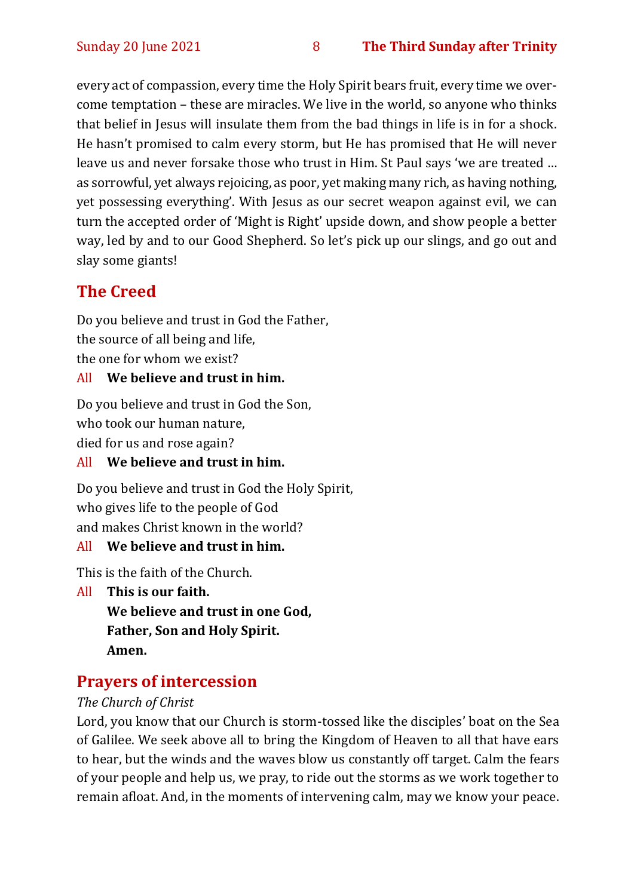every act of compassion, every time the Holy Spirit bears fruit, every time we overcome temptation – these are miracles. We live in the world, so anyone who thinks that belief in Jesus will insulate them from the bad things in life is in for a shock. He hasn't promised to calm every storm, but He has promised that He will never leave us and never forsake those who trust in Him. St Paul says 'we are treated … as sorrowful, yet always rejoicing, as poor, yet making many rich, as having nothing, yet possessing everything'. With Jesus as our secret weapon against evil, we can turn the accepted order of 'Might is Right' upside down, and show people a better way, led by and to our Good Shepherd. So let's pick up our slings, and go out and slay some giants!

## The Creed

Do you believe and trust in God the Father,
the source of all being and life,
the one for whom we exist?

All **We believe and trust in him.**

Do you believe and trust in God the Son,
who took our human nature,
died for us and rose again?

All **We believe and trust in him.**

Do you believe and trust in God the Holy Spirit,
who gives life to the people of God
and makes Christ known in the world?

All **We believe and trust in him.**

This is the faith of the Church.

All **This is our faith.**
**We believe and trust in one God,**
**Father, Son and Holy Spirit.**
**Amen.**

## Prayers of intercession

*The Church of Christ*

Lord, you know that our Church is storm-tossed like the disciples' boat on the Sea of Galilee. We seek above all to bring the Kingdom of Heaven to all that have ears to hear, but the winds and the waves blow us constantly off target. Calm the fears of your people and help us, we pray, to ride out the storms as we work together to remain afloat. And, in the moments of intervening calm, may we know your peace.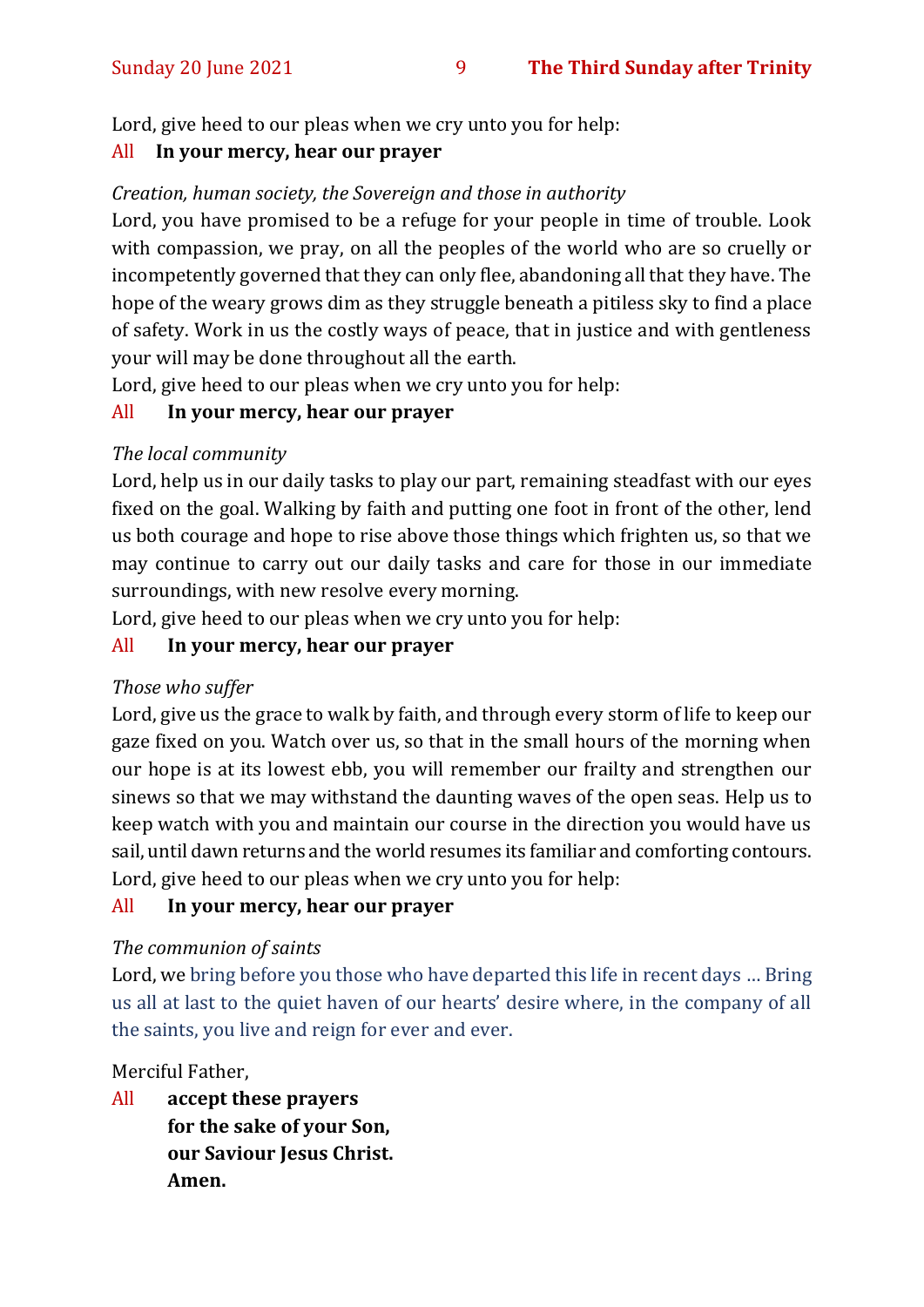Lord, give heed to our pleas when we cry unto you for help:

All **In your mercy, hear our prayer**

*Creation, human society, the Sovereign and those in authority*

Lord, you have promised to be a refuge for your people in time of trouble. Look with compassion, we pray, on all the peoples of the world who are so cruelly or incompetently governed that they can only flee, abandoning all that they have. The hope of the weary grows dim as they struggle beneath a pitiless sky to find a place of safety. Work in us the costly ways of peace, that in justice and with gentleness your will may be done throughout all the earth.

Lord, give heed to our pleas when we cry unto you for help:

All **In your mercy, hear our prayer**

*The local community*

Lord, help us in our daily tasks to play our part, remaining steadfast with our eyes fixed on the goal. Walking by faith and putting one foot in front of the other, lend us both courage and hope to rise above those things which frighten us, so that we may continue to carry out our daily tasks and care for those in our immediate surroundings, with new resolve every morning.

Lord, give heed to our pleas when we cry unto you for help:

All **In your mercy, hear our prayer**

*Those who suffer*

Lord, give us the grace to walk by faith, and through every storm of life to keep our gaze fixed on you. Watch over us, so that in the small hours of the morning when our hope is at its lowest ebb, you will remember our frailty and strengthen our sinews so that we may withstand the daunting waves of the open seas. Help us to keep watch with you and maintain our course in the direction you would have us sail, until dawn returns and the world resumes its familiar and comforting contours.

Lord, give heed to our pleas when we cry unto you for help:

All **In your mercy, hear our prayer**

*The communion of saints*

Lord, we bring before you those who have departed this life in recent days … Bring us all at last to the quiet haven of our hearts' desire where, in the company of all the saints, you live and reign for ever and ever.

Merciful Father,

All **accept these prayers**
**for the sake of your Son,**
**our Saviour Jesus Christ.**
**Amen.**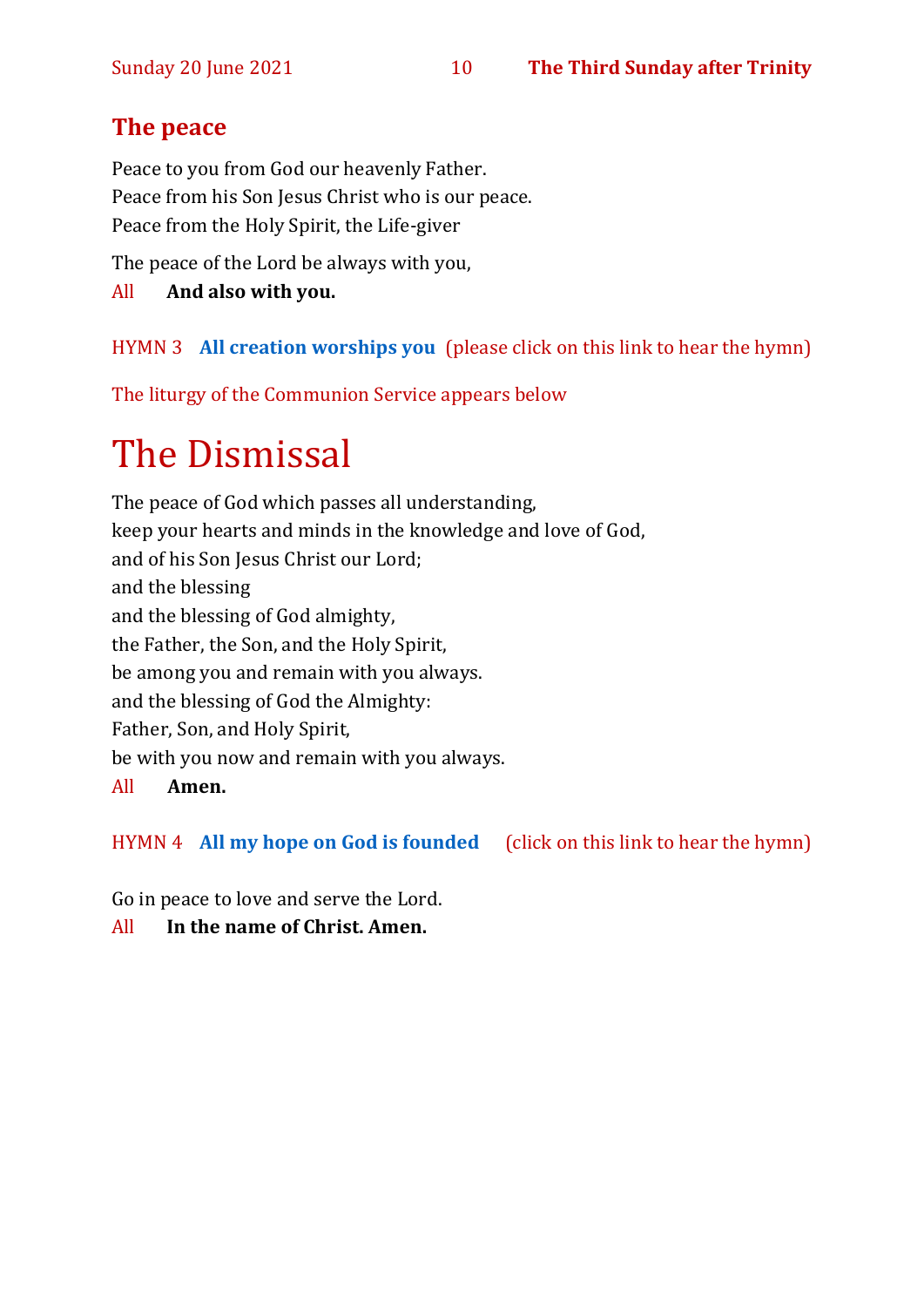## The peace

Peace to you from God our heavenly Father.
Peace from his Son Jesus Christ who is our peace.
Peace from the Holy Spirit, the Life-giver

The peace of the Lord be always with you,

All **And also with you.**

HYMN 3 **All creation worships you** (please click on this link to hear the hymn)

The liturgy of the Communion Service appears below

# The Dismissal

The peace of God which passes all understanding,
keep your hearts and minds in the knowledge and love of God,
and of his Son Jesus Christ our Lord;
and the blessing
and the blessing of God almighty,
the Father, the Son, and the Holy Spirit,
be among you and remain with you always.
and the blessing of God the Almighty:
Father, Son, and Holy Spirit,
be with you now and remain with you always.

All **Amen.**

HYMN 4 **All my hope on God is founded** (click on this link to hear the hymn)

Go in peace to love and serve the Lord.

All **In the name of Christ. Amen.**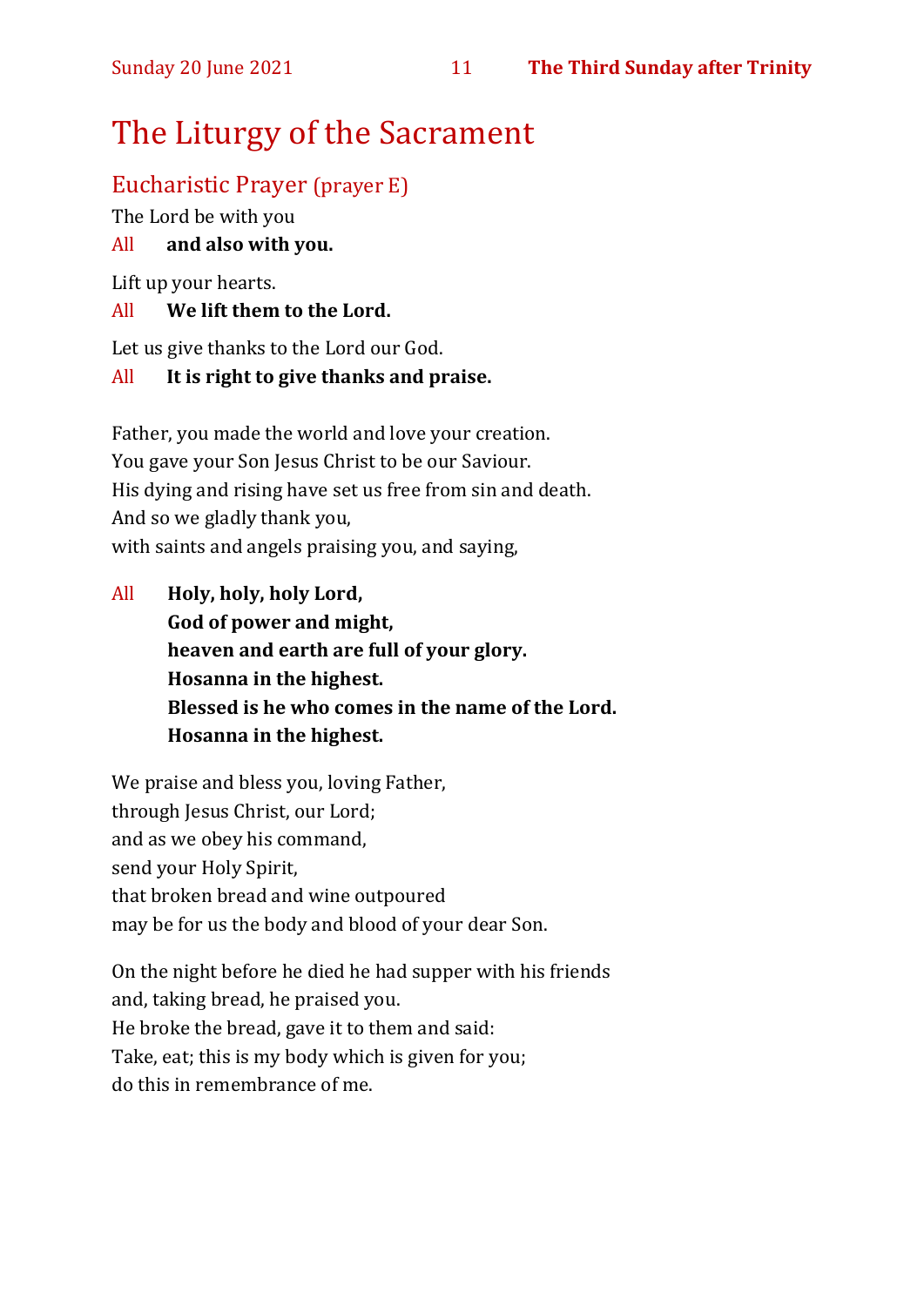# The Liturgy of the Sacrament

## Eucharistic Prayer (prayer E)

The Lord be with you

All **and also with you.**

Lift up your hearts.

All **We lift them to the Lord.**

Let us give thanks to the Lord our God.

All **It is right to give thanks and praise.**

Father, you made the world and love your creation.
You gave your Son Jesus Christ to be our Saviour.
His dying and rising have set us free from sin and death.
And so we gladly thank you,
with saints and angels praising you, and saying,

All **Holy, holy, holy Lord,**
**God of power and might,**
**heaven and earth are full of your glory.**
**Hosanna in the highest.**
**Blessed is he who comes in the name of the Lord.**
**Hosanna in the highest.**

We praise and bless you, loving Father,
through Jesus Christ, our Lord;
and as we obey his command,
send your Holy Spirit,
that broken bread and wine outpoured
may be for us the body and blood of your dear Son.

On the night before he died he had supper with his friends
and, taking bread, he praised you.
He broke the bread, gave it to them and said:
Take, eat; this is my body which is given for you;
do this in remembrance of me.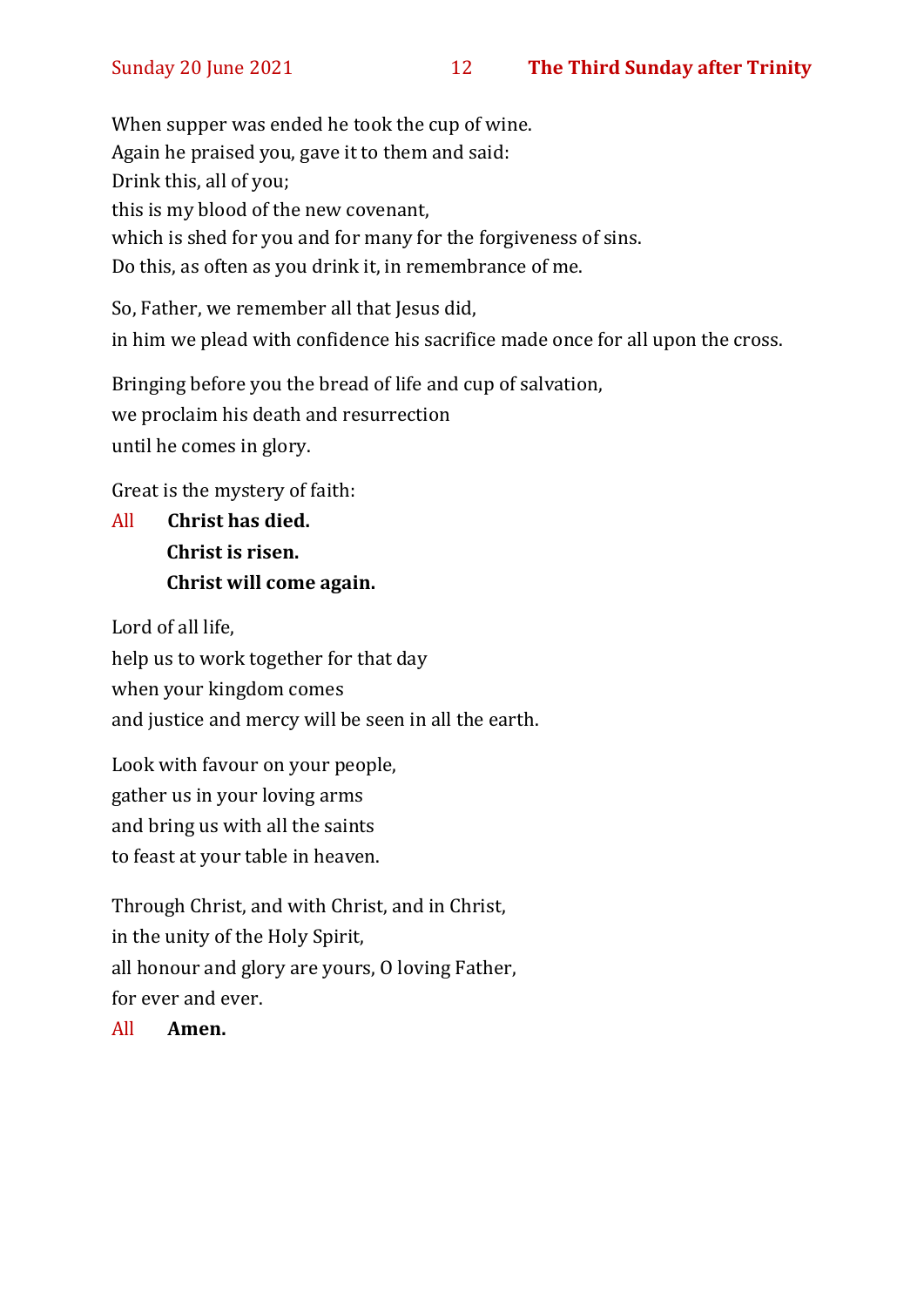When supper was ended he took the cup of wine.
Again he praised you, gave it to them and said:
Drink this, all of you;
this is my blood of the new covenant,
which is shed for you and for many for the forgiveness of sins.
Do this, as often as you drink it, in remembrance of me.

So, Father, we remember all that Jesus did,
in him we plead with confidence his sacrifice made once for all upon the cross.

Bringing before you the bread of life and cup of salvation,
we proclaim his death and resurrection
until he comes in glory.

Great is the mystery of faith:

All **Christ has died.**
**Christ is risen.**
**Christ will come again.**

Lord of all life,
help us to work together for that day
when your kingdom comes
and justice and mercy will be seen in all the earth.

Look with favour on your people,
gather us in your loving arms
and bring us with all the saints
to feast at your table in heaven.

Through Christ, and with Christ, and in Christ,
in the unity of the Holy Spirit,
all honour and glory are yours, O loving Father,
for ever and ever.

All **Amen.**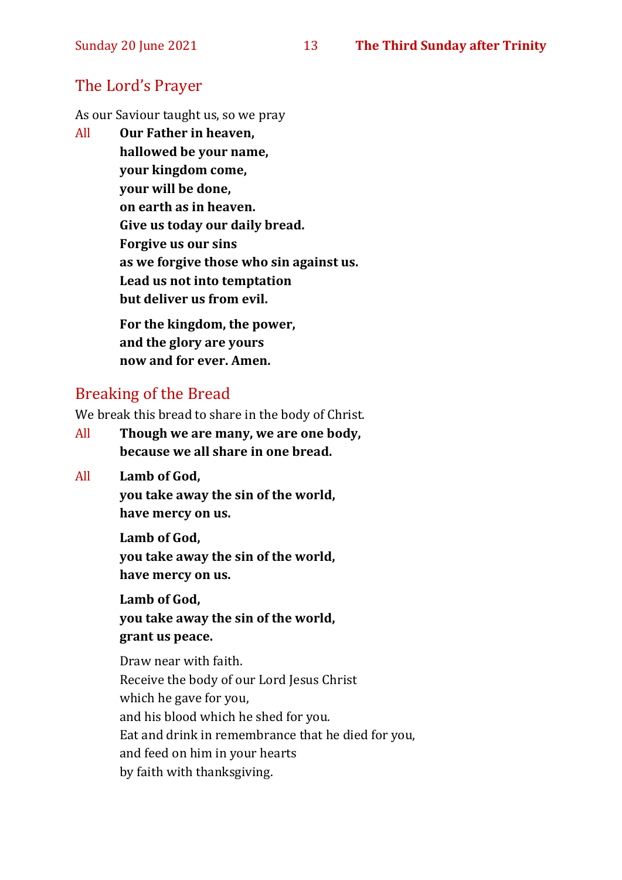## The Lord's Prayer

As our Saviour taught us, so we pray

All **Our Father in heaven,**
**hallowed be your name,**
**your kingdom come,**
**your will be done,**
**on earth as in heaven.**
**Give us today our daily bread.**
**Forgive us our sins**
**as we forgive those who sin against us.**
**Lead us not into temptation**
**but deliver us from evil.**

**For the kingdom, the power,**
**and the glory are yours**
**now and for ever. Amen.**

## Breaking of the Bread

We break this bread to share in the body of Christ.

All **Though we are many, we are one body,**
**because we all share in one bread.**

All **Lamb of God,**
**you take away the sin of the world,**
**have mercy on us.**

**Lamb of God,**
**you take away the sin of the world,**
**have mercy on us.**

**Lamb of God,**
**you take away the sin of the world,**
**grant us peace.**

Draw near with faith.
Receive the body of our Lord Jesus Christ
which he gave for you,
and his blood which he shed for you.
Eat and drink in remembrance that he died for you,
and feed on him in your hearts
by faith with thanksgiving.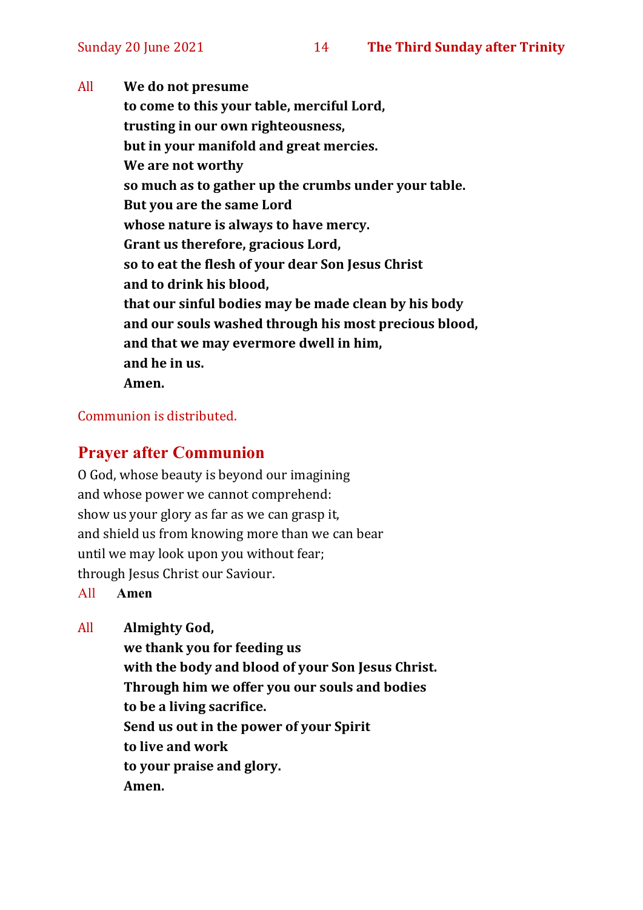All **We do not presume**
**to come to this your table, merciful Lord,**
**trusting in our own righteousness,**
**but in your manifold and great mercies.**
**We are not worthy**
**so much as to gather up the crumbs under your table.**
**But you are the same Lord**
**whose nature is always to have mercy.**
**Grant us therefore, gracious Lord,**
**so to eat the flesh of your dear Son Jesus Christ**
**and to drink his blood,**
**that our sinful bodies may be made clean by his body**
**and our souls washed through his most precious blood,**
**and that we may evermore dwell in him,**
**and he in us.**
**Amen.**

Communion is distributed.

## Prayer after Communion

O God, whose beauty is beyond our imagining
and whose power we cannot comprehend:
show us your glory as far as we can grasp it,
and shield us from knowing more than we can bear
until we may look upon you without fear;
through Jesus Christ our Saviour.

All **Amen**

All **Almighty God,**
**we thank you for feeding us**
**with the body and blood of your Son Jesus Christ.**
**Through him we offer you our souls and bodies**
**to be a living sacrifice.**
**Send us out in the power of your Spirit**
**to live and work**
**to your praise and glory.**
**Amen.**